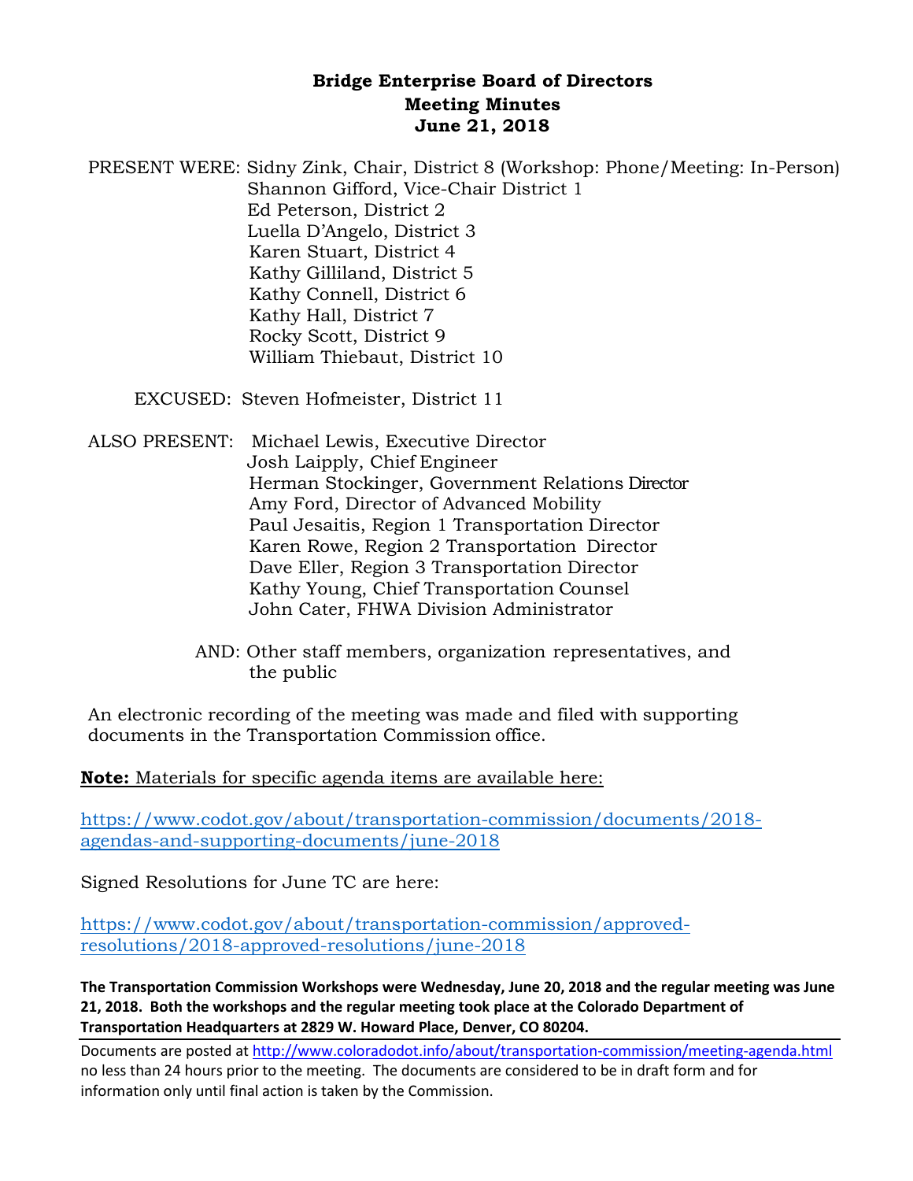# Bridge Enterprise Board of Directors
## Meeting Minutes
## June 21, 2018

PRESENT WERE: Sidny Zink, Chair, District 8 (Workshop: Phone/Meeting: In-Person)
Shannon Gifford, Vice-Chair District 1
Ed Peterson, District 2
Luella D'Angelo, District 3
Karen Stuart, District 4
Kathy Gilliland, District 5
Kathy Connell, District 6
Kathy Hall, District 7
Rocky Scott, District 9
William Thiebaut, District 10

EXCUSED: Steven Hofmeister, District 11

ALSO PRESENT: Michael Lewis, Executive Director
Josh Laipply, Chief Engineer
Herman Stockinger, Government Relations Director
Amy Ford, Director of Advanced Mobility
Paul Jesaitis, Region 1 Transportation Director
Karen Rowe, Region 2 Transportation Director
Dave Eller, Region 3 Transportation Director
Kathy Young, Chief Transportation Counsel
John Cater, FHWA Division Administrator

AND: Other staff members, organization representatives, and the public

An electronic recording of the meeting was made and filed with supporting documents in the Transportation Commission office.

**Note:** Materials for specific agenda items are available here:

https://www.codot.gov/about/transportation-commission/documents/2018-agendas-and-supporting-documents/june-2018

Signed Resolutions for June TC are here:

https://www.codot.gov/about/transportation-commission/approved-resolutions/2018-approved-resolutions/june-2018

**The Transportation Commission Workshops were Wednesday, June 20, 2018 and the regular meeting was June 21, 2018. Both the workshops and the regular meeting took place at the Colorado Department of Transportation Headquarters at 2829 W. Howard Place, Denver, CO 80204.**

Documents are posted at http://www.coloradodot.info/about/transportation-commission/meeting-agenda.html no less than 24 hours prior to the meeting. The documents are considered to be in draft form and for information only until final action is taken by the Commission.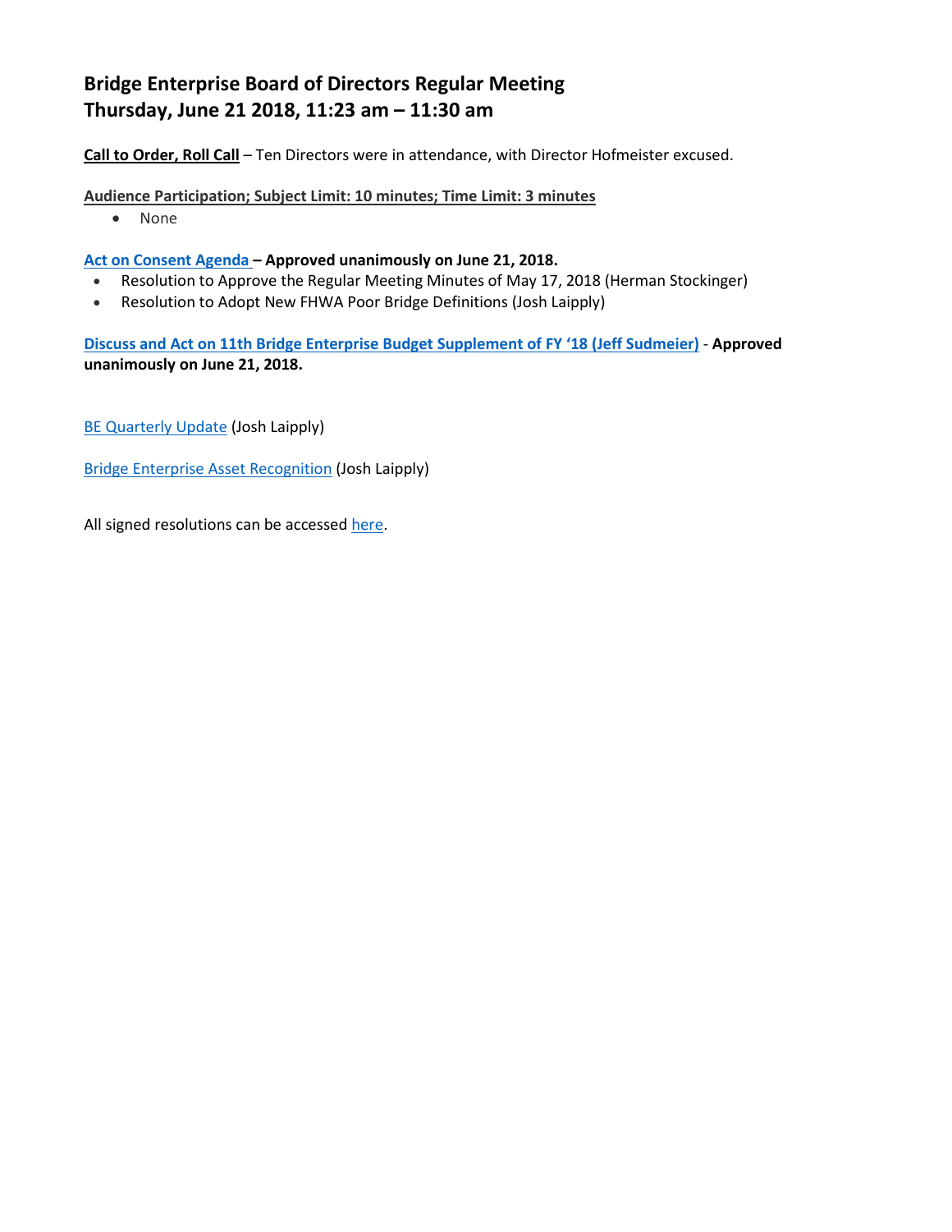## Bridge Enterprise Board of Directors Regular Meeting
## Thursday, June 21 2018, 11:23 am – 11:30 am

**Call to Order, Roll Call** – Ten Directors were in attendance, with Director Hofmeister excused.

**Audience Participation; Subject Limit: 10 minutes; Time Limit: 3 minutes**

- None

**Act on Consent Agenda – Approved unanimously on June 21, 2018.**

- Resolution to Approve the Regular Meeting Minutes of May 17, 2018 (Herman Stockinger)
- Resolution to Adopt New FHWA Poor Bridge Definitions (Josh Laipply)

**Discuss and Act on 11th Bridge Enterprise Budget Supplement of FY '18 (Jeff Sudmeier) - Approved unanimously on June 21, 2018.**

BE Quarterly Update (Josh Laipply)

Bridge Enterprise Asset Recognition (Josh Laipply)

All signed resolutions can be accessed here.